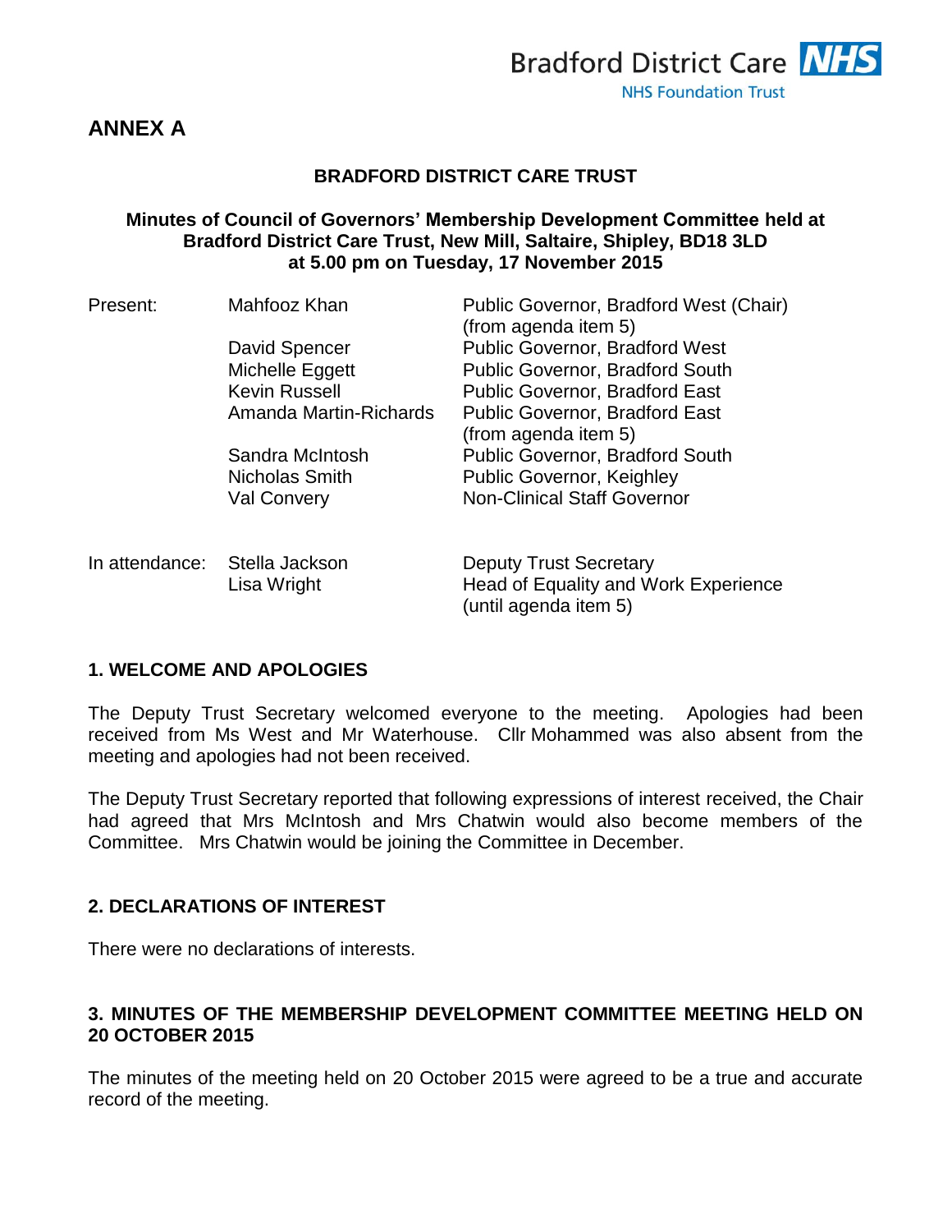# ANNEX A

**BRADFORD DISTRICT CARE TRUST**

**Minutes of Council of Governors' Membership Development Committee held at Bradford District Care Trust, New Mill, Saltaire, Shipley, BD18 3LD at 5.00 pm on Tuesday, 17 November 2015**

| | | |
|---|---|---|
| Present: | Mahfooz Khan | Public Governor, Bradford West (Chair) (from agenda item 5) |
| | David Spencer | Public Governor, Bradford West |
| | Michelle Eggett | Public Governor, Bradford South |
| | Kevin Russell | Public Governor, Bradford East |
| | Amanda Martin-Richards | Public Governor, Bradford East (from agenda item 5) |
| | Sandra McIntosh | Public Governor, Bradford South |
| | Nicholas Smith | Public Governor, Keighley |
| | Val Convery | Non-Clinical Staff Governor |
| In attendance: | Stella Jackson | Deputy Trust Secretary |
| | Lisa Wright | Head of Equality and Work Experience (until agenda item 5) |

## 1. WELCOME AND APOLOGIES

The Deputy Trust Secretary welcomed everyone to the meeting. Apologies had been received from Ms West and Mr Waterhouse. Cllr Mohammed was also absent from the meeting and apologies had not been received.

The Deputy Trust Secretary reported that following expressions of interest received, the Chair had agreed that Mrs McIntosh and Mrs Chatwin would also become members of the Committee. Mrs Chatwin would be joining the Committee in December.

## 2. DECLARATIONS OF INTEREST

There were no declarations of interests.

## 3. MINUTES OF THE MEMBERSHIP DEVELOPMENT COMMITTEE MEETING HELD ON 20 OCTOBER 2015

The minutes of the meeting held on 20 October 2015 were agreed to be a true and accurate record of the meeting.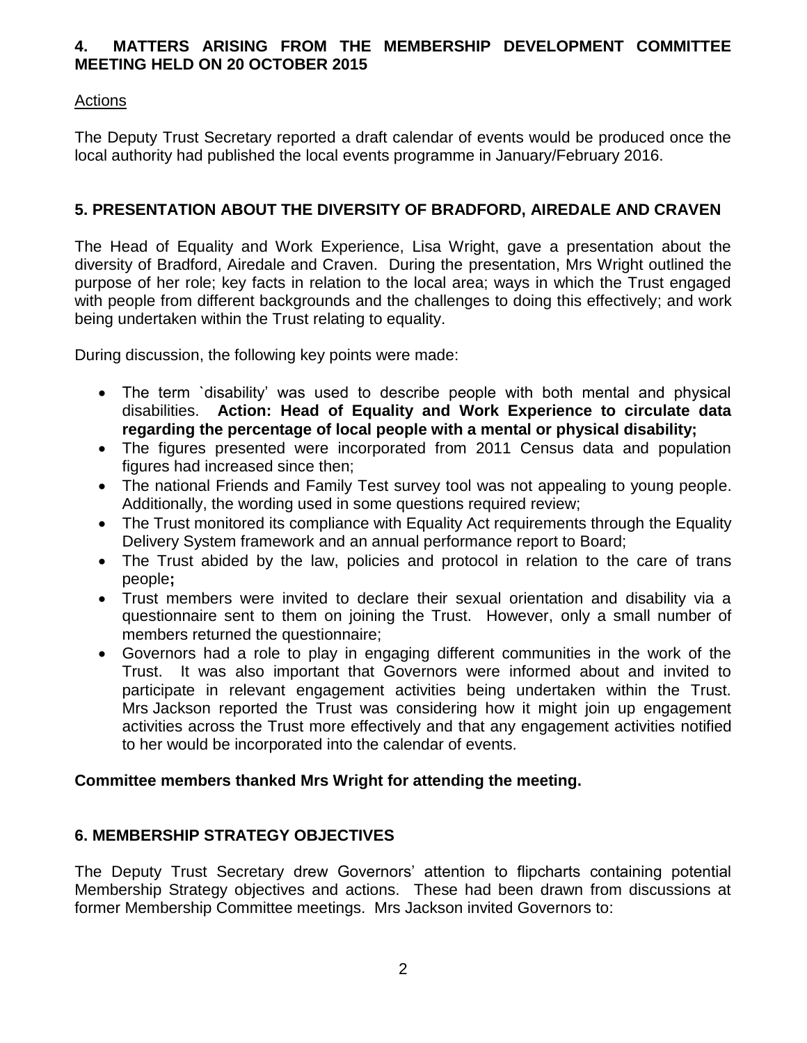## 4. MATTERS ARISING FROM THE MEMBERSHIP DEVELOPMENT COMMITTEE MEETING HELD ON 20 OCTOBER 2015

Actions

The Deputy Trust Secretary reported a draft calendar of events would be produced once the local authority had published the local events programme in January/February 2016.

## 5. PRESENTATION ABOUT THE DIVERSITY OF BRADFORD, AIREDALE AND CRAVEN

The Head of Equality and Work Experience, Lisa Wright, gave a presentation about the diversity of Bradford, Airedale and Craven. During the presentation, Mrs Wright outlined the purpose of her role; key facts in relation to the local area; ways in which the Trust engaged with people from different backgrounds and the challenges to doing this effectively; and work being undertaken within the Trust relating to equality.

During discussion, the following key points were made:

- The term `disability' was used to describe people with both mental and physical disabilities. **Action: Head of Equality and Work Experience to circulate data regarding the percentage of local people with a mental or physical disability;**
- The figures presented were incorporated from 2011 Census data and population figures had increased since then;
- The national Friends and Family Test survey tool was not appealing to young people. Additionally, the wording used in some questions required review;
- The Trust monitored its compliance with Equality Act requirements through the Equality Delivery System framework and an annual performance report to Board;
- The Trust abided by the law, policies and protocol in relation to the care of trans people**;**
- Trust members were invited to declare their sexual orientation and disability via a questionnaire sent to them on joining the Trust. However, only a small number of members returned the questionnaire;
- Governors had a role to play in engaging different communities in the work of the Trust. It was also important that Governors were informed about and invited to participate in relevant engagement activities being undertaken within the Trust. Mrs Jackson reported the Trust was considering how it might join up engagement activities across the Trust more effectively and that any engagement activities notified to her would be incorporated into the calendar of events.

**Committee members thanked Mrs Wright for attending the meeting.**

## 6. MEMBERSHIP STRATEGY OBJECTIVES

The Deputy Trust Secretary drew Governors' attention to flipcharts containing potential Membership Strategy objectives and actions. These had been drawn from discussions at former Membership Committee meetings. Mrs Jackson invited Governors to: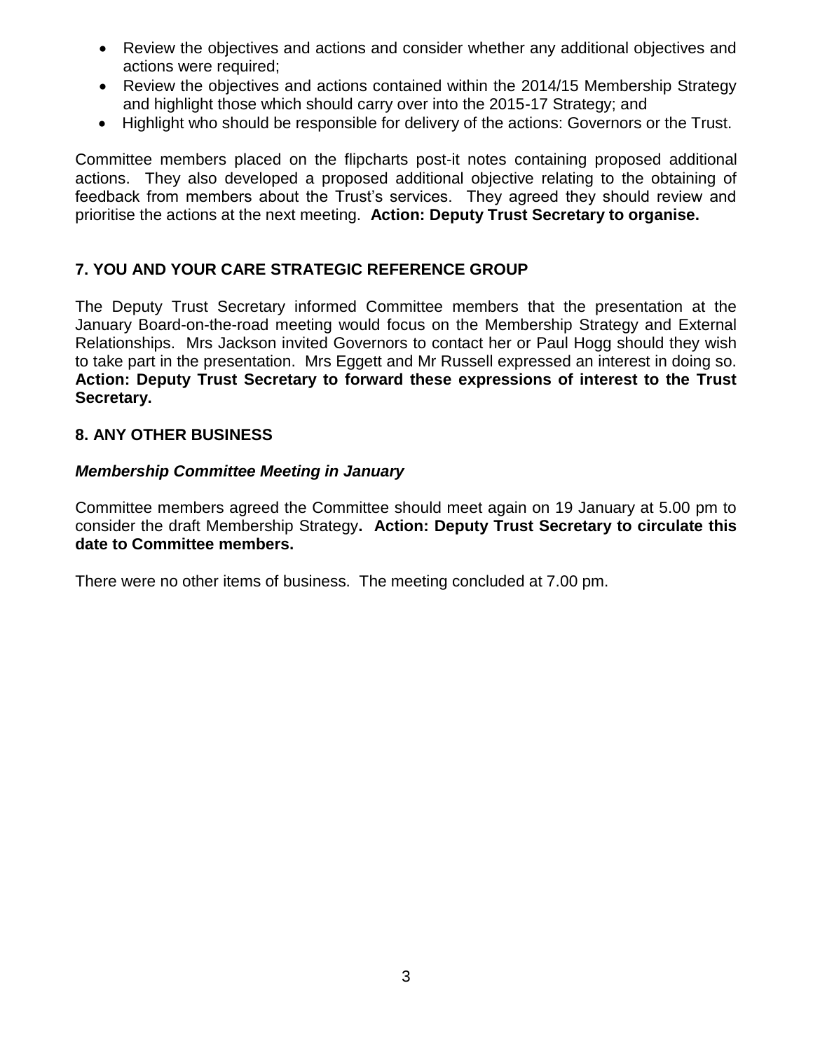- Review the objectives and actions and consider whether any additional objectives and actions were required;
- Review the objectives and actions contained within the 2014/15 Membership Strategy and highlight those which should carry over into the 2015-17 Strategy; and
- Highlight who should be responsible for delivery of the actions: Governors or the Trust.

Committee members placed on the flipcharts post-it notes containing proposed additional actions. They also developed a proposed additional objective relating to the obtaining of feedback from members about the Trust's services. They agreed they should review and prioritise the actions at the next meeting. **Action: Deputy Trust Secretary to organise.**

## 7. YOU AND YOUR CARE STRATEGIC REFERENCE GROUP

The Deputy Trust Secretary informed Committee members that the presentation at the January Board-on-the-road meeting would focus on the Membership Strategy and External Relationships. Mrs Jackson invited Governors to contact her or Paul Hogg should they wish to take part in the presentation. Mrs Eggett and Mr Russell expressed an interest in doing so. **Action: Deputy Trust Secretary to forward these expressions of interest to the Trust Secretary.**

## 8. ANY OTHER BUSINESS

### *Membership Committee Meeting in January*

Committee members agreed the Committee should meet again on 19 January at 5.00 pm to consider the draft Membership Strategy**. Action: Deputy Trust Secretary to circulate this date to Committee members.**

There were no other items of business. The meeting concluded at 7.00 pm.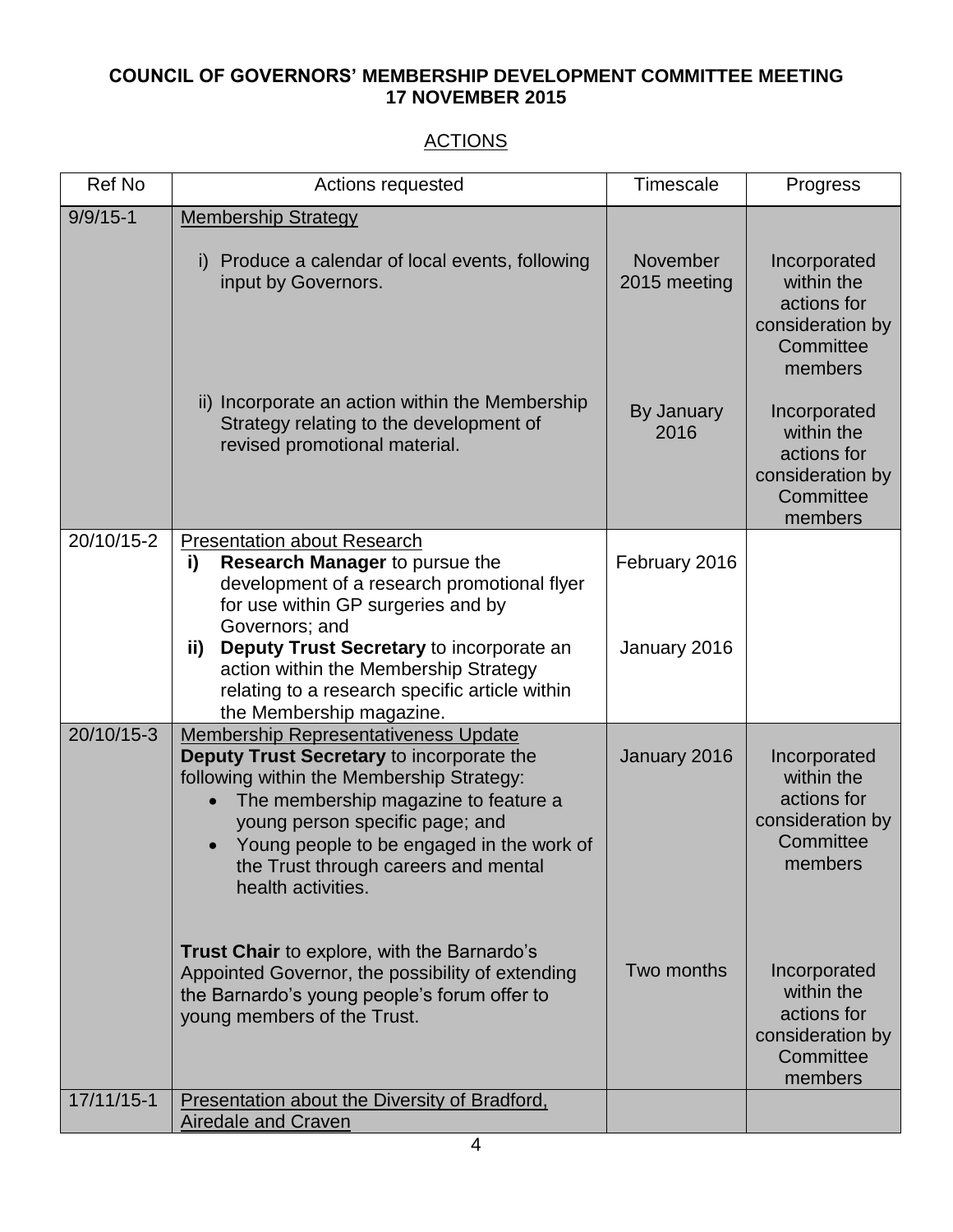**COUNCIL OF GOVERNORS' MEMBERSHIP DEVELOPMENT COMMITTEE MEETING**
**17 NOVEMBER 2015**

ACTIONS

| Ref No | Actions requested | Timescale | Progress |
|---|---|---|---|
| 9/9/15-1 | Membership Strategy<br><br>i) Produce a calendar of local events, following input by Governors. | November 2015 meeting | Incorporated within the actions for consideration by Committee members |
| | ii) Incorporate an action within the Membership Strategy relating to the development of revised promotional material. | By January 2016 | Incorporated within the actions for consideration by Committee members |
| 20/10/15-2 | Presentation about Research<br>i) **Research Manager** to pursue the development of a research promotional flyer for use within GP surgeries and by Governors; and | February 2016 | |
| | ii) **Deputy Trust Secretary** to incorporate an action within the Membership Strategy relating to a research specific article within the Membership magazine. | January 2016 | |
| 20/10/15-3 | Membership Representativeness Update<br>**Deputy Trust Secretary** to incorporate the following within the Membership Strategy:<br>• The membership magazine to feature a young person specific page; and<br>• Young people to be engaged in the work of the Trust through careers and mental health activities. | January 2016 | Incorporated within the actions for consideration by Committee members |
| | **Trust Chair** to explore, with the Barnardo's Appointed Governor, the possibility of extending the Barnardo's young people's forum offer to young members of the Trust. | Two months | Incorporated within the actions for consideration by Committee members |
| 17/11/15-1 | Presentation about the Diversity of Bradford, Airedale and Craven | | |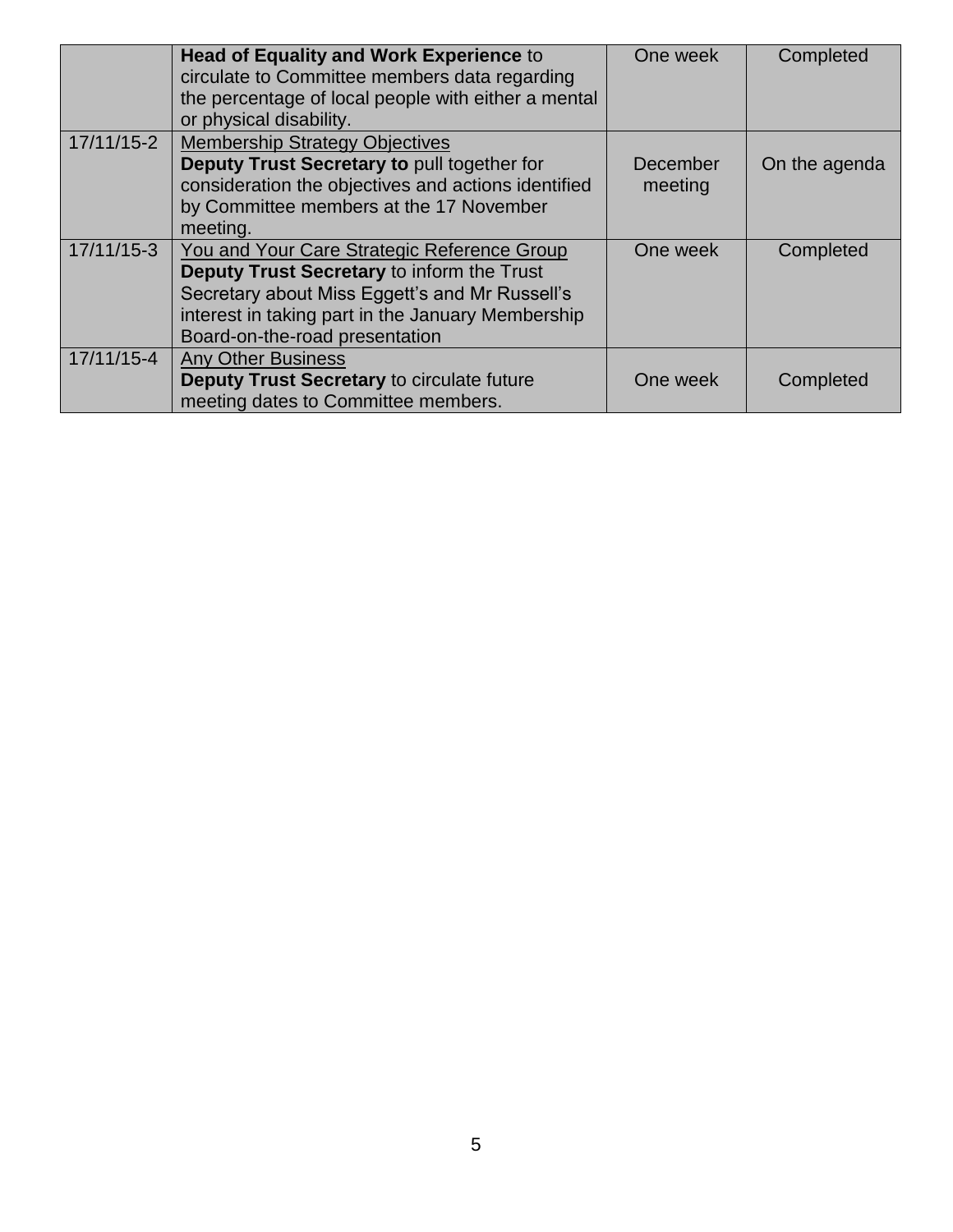| | | | |
|---|---|---|---|
| | **Head of Equality and Work Experience** to circulate to Committee members data regarding the percentage of local people with either a mental or physical disability. | One week | Completed |
| 17/11/15-2 | Membership Strategy Objectives<br>**Deputy Trust Secretary to** pull together for consideration the objectives and actions identified by Committee members at the 17 November meeting. | December meeting | On the agenda |
| 17/11/15-3 | You and Your Care Strategic Reference Group<br>**Deputy Trust Secretary** to inform the Trust Secretary about Miss Eggett's and Mr Russell's interest in taking part in the January Membership Board-on-the-road presentation | One week | Completed |
| 17/11/15-4 | Any Other Business<br>**Deputy Trust Secretary** to circulate future meeting dates to Committee members. | One week | Completed |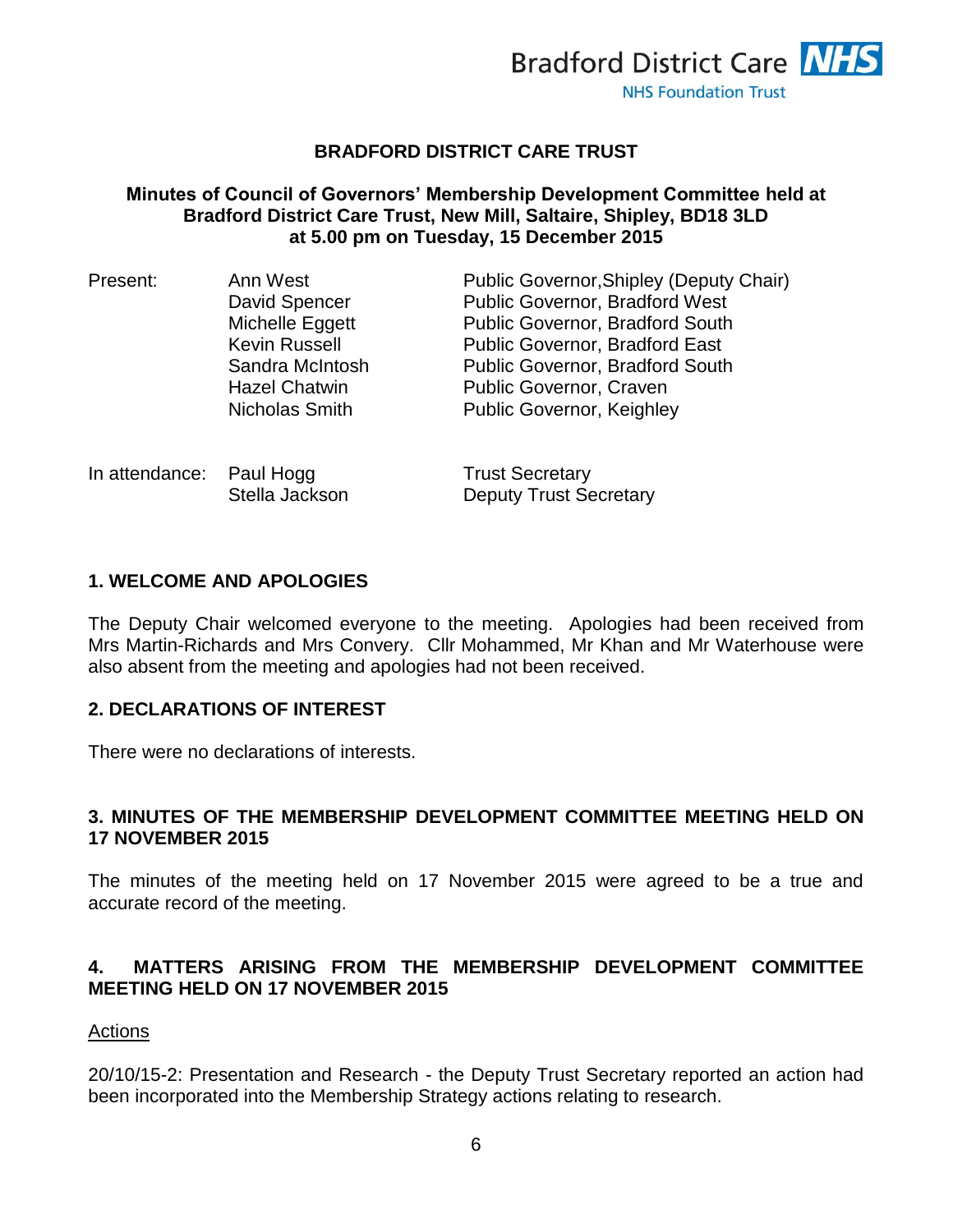Bradford District Care NHS
NHS Foundation Trust

# BRADFORD DISTRICT CARE TRUST

## Minutes of Council of Governors' Membership Development Committee held at Bradford District Care Trust, New Mill, Saltaire, Shipley, BD18 3LD at 5.00 pm on Tuesday, 15 December 2015

| | | |
|---|---|---|
| Present: | Ann West | Public Governor,Shipley (Deputy Chair) |
| | David Spencer | Public Governor, Bradford West |
| | Michelle Eggett | Public Governor, Bradford South |
| | Kevin Russell | Public Governor, Bradford East |
| | Sandra McIntosh | Public Governor, Bradford South |
| | Hazel Chatwin | Public Governor, Craven |
| | Nicholas Smith | Public Governor, Keighley |
| In attendance: | Paul Hogg | Trust Secretary |
| | Stella Jackson | Deputy Trust Secretary |

### 1. WELCOME AND APOLOGIES

The Deputy Chair welcomed everyone to the meeting. Apologies had been received from Mrs Martin-Richards and Mrs Convery. Cllr Mohammed, Mr Khan and Mr Waterhouse were also absent from the meeting and apologies had not been received.

### 2. DECLARATIONS OF INTEREST

There were no declarations of interests.

### 3. MINUTES OF THE MEMBERSHIP DEVELOPMENT COMMITTEE MEETING HELD ON 17 NOVEMBER 2015

The minutes of the meeting held on 17 November 2015 were agreed to be a true and accurate record of the meeting.

### 4. MATTERS ARISING FROM THE MEMBERSHIP DEVELOPMENT COMMITTEE MEETING HELD ON 17 NOVEMBER 2015

Actions

20/10/15-2: Presentation and Research - the Deputy Trust Secretary reported an action had been incorporated into the Membership Strategy actions relating to research.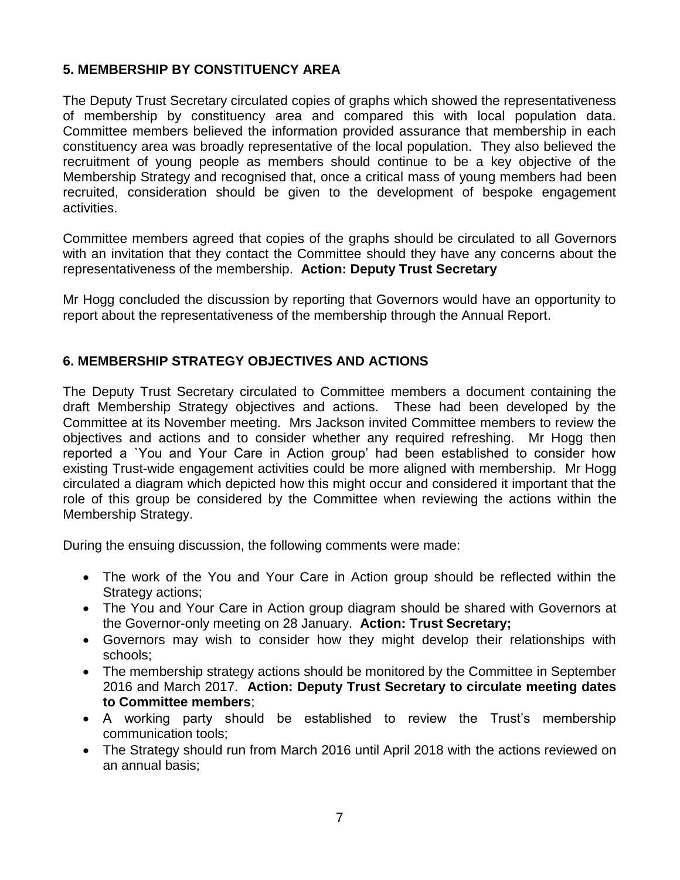## 5. MEMBERSHIP BY CONSTITUENCY AREA

The Deputy Trust Secretary circulated copies of graphs which showed the representativeness of membership by constituency area and compared this with local population data. Committee members believed the information provided assurance that membership in each constituency area was broadly representative of the local population. They also believed the recruitment of young people as members should continue to be a key objective of the Membership Strategy and recognised that, once a critical mass of young members had been recruited, consideration should be given to the development of bespoke engagement activities.

Committee members agreed that copies of the graphs should be circulated to all Governors with an invitation that they contact the Committee should they have any concerns about the representativeness of the membership. **Action: Deputy Trust Secretary**

Mr Hogg concluded the discussion by reporting that Governors would have an opportunity to report about the representativeness of the membership through the Annual Report.

## 6. MEMBERSHIP STRATEGY OBJECTIVES AND ACTIONS

The Deputy Trust Secretary circulated to Committee members a document containing the draft Membership Strategy objectives and actions. These had been developed by the Committee at its November meeting. Mrs Jackson invited Committee members to review the objectives and actions and to consider whether any required refreshing. Mr Hogg then reported a `You and Your Care in Action group' had been established to consider how existing Trust-wide engagement activities could be more aligned with membership. Mr Hogg circulated a diagram which depicted how this might occur and considered it important that the role of this group be considered by the Committee when reviewing the actions within the Membership Strategy.

During the ensuing discussion, the following comments were made:

- The work of the You and Your Care in Action group should be reflected within the Strategy actions;
- The You and Your Care in Action group diagram should be shared with Governors at the Governor-only meeting on 28 January. **Action: Trust Secretary;**
- Governors may wish to consider how they might develop their relationships with schools;
- The membership strategy actions should be monitored by the Committee in September 2016 and March 2017. **Action: Deputy Trust Secretary to circulate meeting dates to Committee members**;
- A working party should be established to review the Trust's membership communication tools;
- The Strategy should run from March 2016 until April 2018 with the actions reviewed on an annual basis;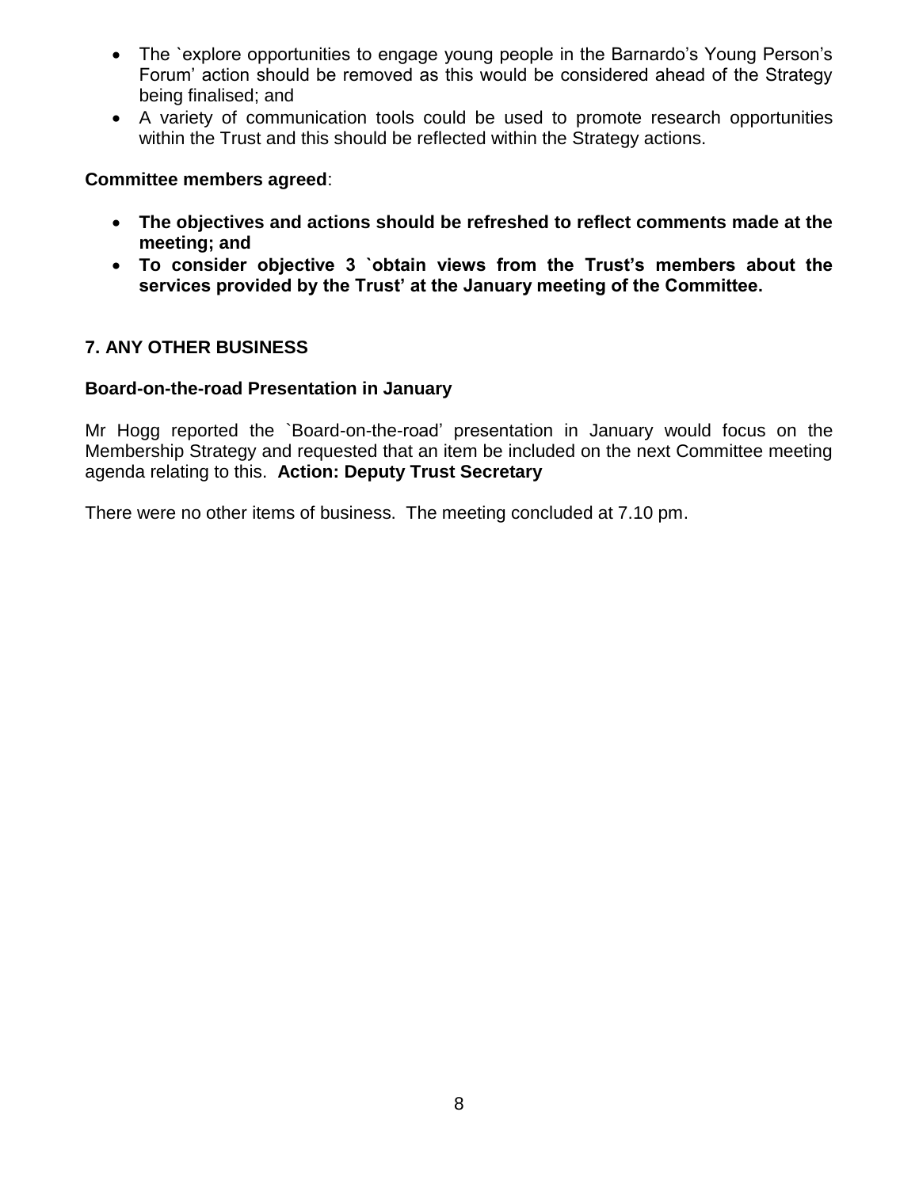- The `explore opportunities to engage young people in the Barnardo's Young Person's Forum' action should be removed as this would be considered ahead of the Strategy being finalised; and
- A variety of communication tools could be used to promote research opportunities within the Trust and this should be reflected within the Strategy actions.

**Committee members agreed**:

- **The objectives and actions should be refreshed to reflect comments made at the meeting; and**
- **To consider objective 3 `obtain views from the Trust's members about the services provided by the Trust' at the January meeting of the Committee.**

## 7. ANY OTHER BUSINESS

### Board-on-the-road Presentation in January

Mr Hogg reported the `Board-on-the-road' presentation in January would focus on the Membership Strategy and requested that an item be included on the next Committee meeting agenda relating to this. **Action: Deputy Trust Secretary**

There were no other items of business. The meeting concluded at 7.10 pm.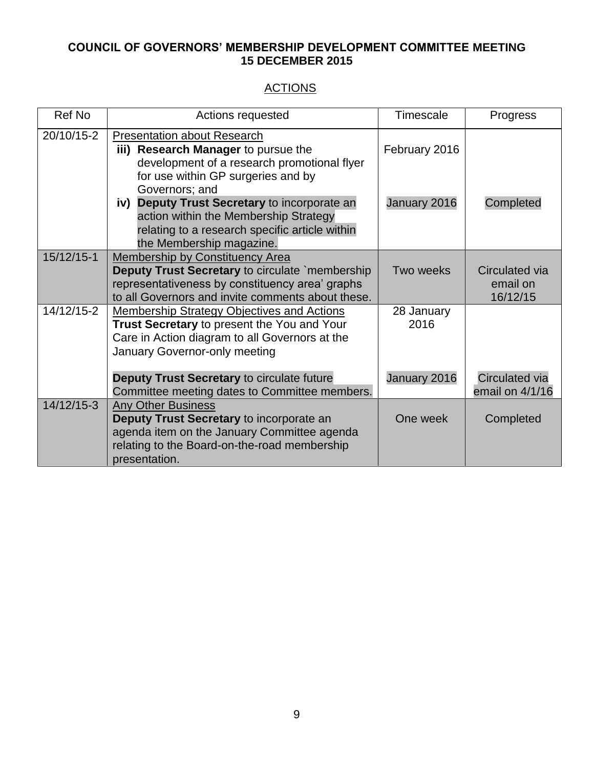**COUNCIL OF GOVERNORS' MEMBERSHIP DEVELOPMENT COMMITTEE MEETING**
**15 DECEMBER 2015**

ACTIONS

| Ref No | Actions requested | Timescale | Progress |
|---|---|---|---|
| 20/10/15-2 | Presentation about Research<br>**iii) Research Manager** to pursue the development of a research promotional flyer for use within GP surgeries and by Governors; and<br>**iv) Deputy Trust Secretary** to incorporate an action within the Membership Strategy relating to a research specific article within the Membership magazine. | February 2016<br><br>January 2016 | <br><br>Completed |
| 15/12/15-1 | Membership by Constituency Area<br>**Deputy Trust Secretary** to circulate `membership representativeness by constituency area' graphs to all Governors and invite comments about these. | Two weeks | Circulated via email on 16/12/15 |
| 14/12/15-2 | Membership Strategy Objectives and Actions<br>**Trust Secretary** to present the You and Your Care in Action diagram to all Governors at the January Governor-only meeting<br><br>**Deputy Trust Secretary** to circulate future Committee meeting dates to Committee members. | 28 January 2016<br><br>January 2016 | <br><br>Circulated via email on 4/1/16 |
| 14/12/15-3 | Any Other Business<br>**Deputy Trust Secretary** to incorporate an agenda item on the January Committee agenda relating to the Board-on-the-road membership presentation. | One week | Completed |